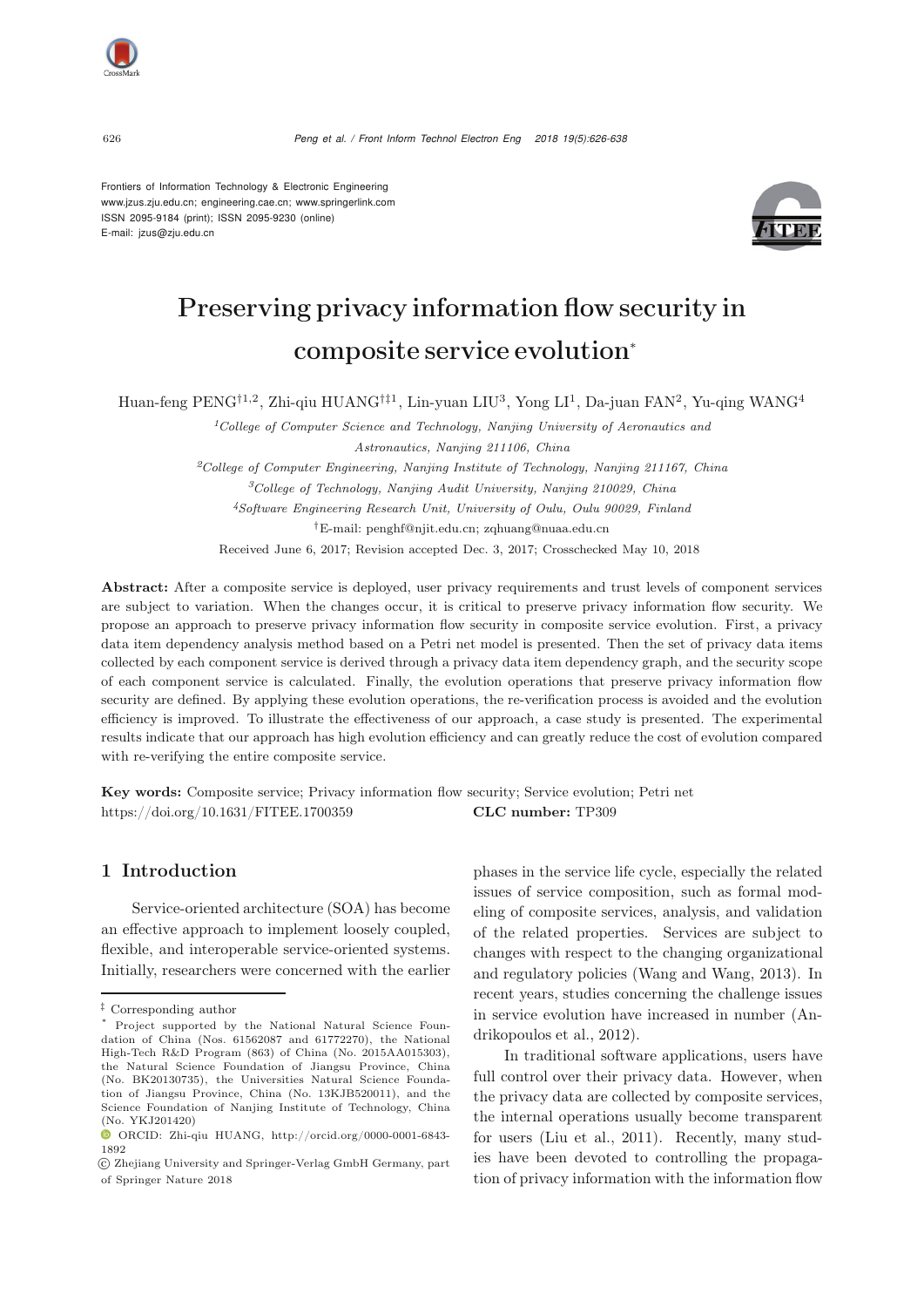Frontiers of Information Technology & Electronic Engineering
www.jzus.zju.edu.cn; engineering.cae.cn; www.springerlink.com
ISSN 2095-9184 (print); ISSN 2095-9230 (online)
E-mail: jzus@zju.edu.cn

# Preserving privacy information flow security in composite service evolution*

Huan-feng PENG[†1,2], Zhi-qiu HUANG[†‡1], Lin-yuan LIU[3], Yong LI[1], Da-juan FAN[2], Yu-qing WANG[4]

[1]*College of Computer Science and Technology, Nanjing University of Aeronautics and Astronautics, Nanjing 211106, China*

[2]*College of Computer Engineering, Nanjing Institute of Technology, Nanjing 211167, China*

[3]*College of Technology, Nanjing Audit University, Nanjing 210029, China*

[4]*Software Engineering Research Unit, University of Oulu, Oulu 90029, Finland*

[†]E-mail: penghf@njit.edu.cn; zqhuang@nuaa.edu.cn

Received June 6, 2017; Revision accepted Dec. 3, 2017; Crosschecked May 10, 2018

**Abstract:** After a composite service is deployed, user privacy requirements and trust levels of component services are subject to variation. When the changes occur, it is critical to preserve privacy information flow security. We propose an approach to preserve privacy information flow security in composite service evolution. First, a privacy data item dependency analysis method based on a Petri net model is presented. Then the set of privacy data items collected by each component service is derived through a privacy data item dependency graph, and the security scope of each component service is calculated. Finally, the evolution operations that preserve privacy information flow security are defined. By applying these evolution operations, the re-verification process is avoided and the evolution efficiency is improved. To illustrate the effectiveness of our approach, a case study is presented. The experimental results indicate that our approach has high evolution efficiency and can greatly reduce the cost of evolution compared with re-verifying the entire composite service.

**Key words:** Composite service; Privacy information flow security; Service evolution; Petri net
https://doi.org/10.1631/FITEE.1700359 **CLC number:** TP309

## 1 Introduction

Service-oriented architecture (SOA) has become an effective approach to implement loosely coupled, flexible, and interoperable service-oriented systems. Initially, researchers were concerned with the earlier phases in the service life cycle, especially the related issues of service composition, such as formal modeling of composite services, analysis, and validation of the related properties. Services are subject to changes with respect to the changing organizational and regulatory policies (Wang and Wang, 2013). In recent years, studies concerning the challenge issues in service evolution have increased in number (Andrikopoulos et al., 2012).

In traditional software applications, users have full control over their privacy data. However, when the privacy data are collected by composite services, the internal operations usually become transparent for users (Liu et al., 2011). Recently, many studies have been devoted to controlling the propagation of privacy information with the information flow

‡ Corresponding author

\* Project supported by the National Natural Science Foundation of China (Nos. 61562087 and 61772270), the National High-Tech R&D Program (863) of China (No. 2015AA015303), the Natural Science Foundation of Jiangsu Province, China (No. BK20130735), the Universities Natural Science Foundation of Jiangsu Province, China (No. 13KJB520011), and the Science Foundation of Nanjing Institute of Technology, China (No. YKJ201420)

ORCID: Zhi-qiu HUANG, http://orcid.org/0000-0001-6843-1892

© Zhejiang University and Springer-Verlag GmbH Germany, part of Springer Nature 2018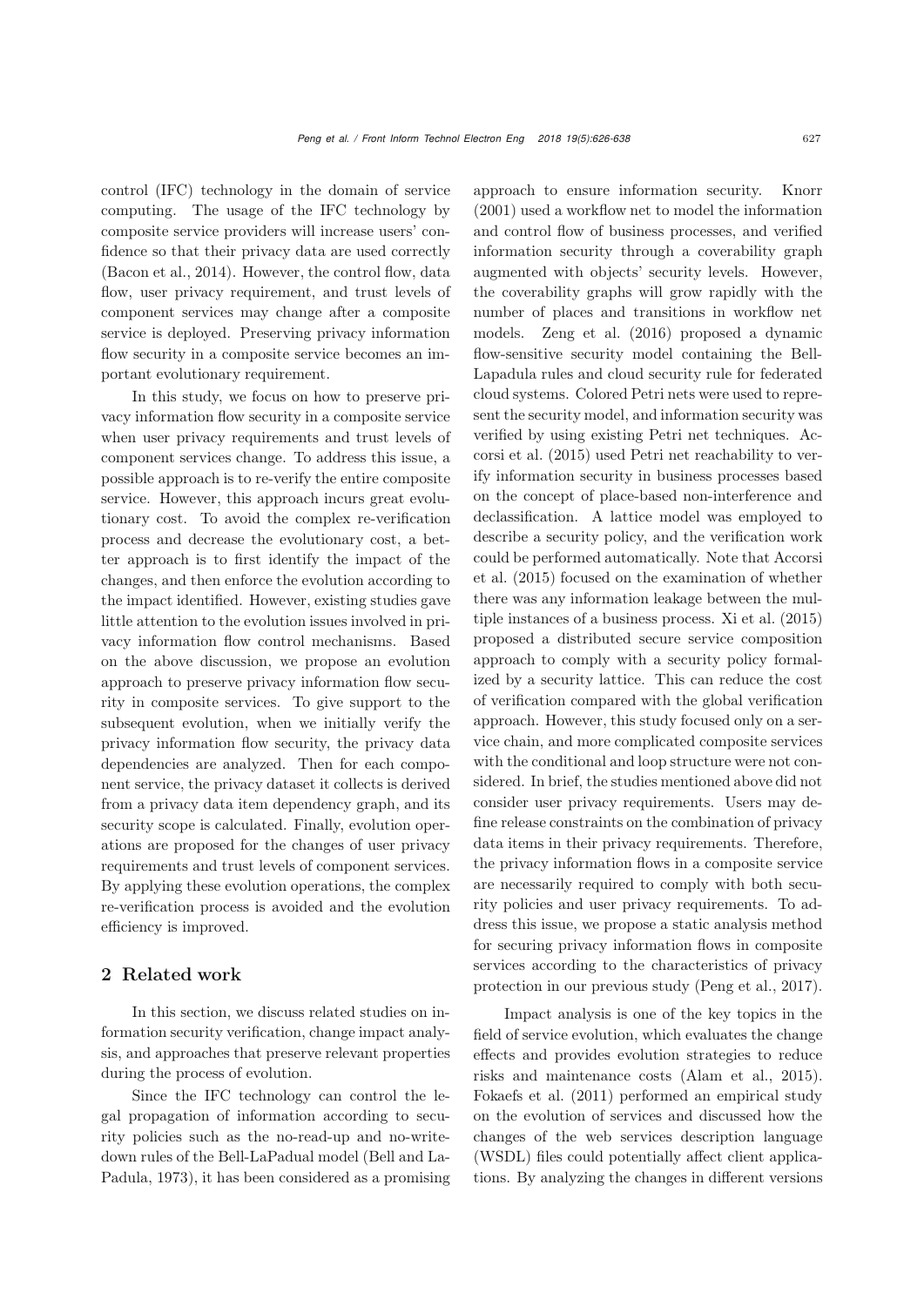control (IFC) technology in the domain of service computing. The usage of the IFC technology by composite service providers will increase users' confidence so that their privacy data are used correctly (Bacon et al., 2014). However, the control flow, data flow, user privacy requirement, and trust levels of component services may change after a composite service is deployed. Preserving privacy information flow security in a composite service becomes an important evolutionary requirement.

In this study, we focus on how to preserve privacy information flow security in a composite service when user privacy requirements and trust levels of component services change. To address this issue, a possible approach is to re-verify the entire composite service. However, this approach incurs great evolutionary cost. To avoid the complex re-verification process and decrease the evolutionary cost, a better approach is to first identify the impact of the changes, and then enforce the evolution according to the impact identified. However, existing studies gave little attention to the evolution issues involved in privacy information flow control mechanisms. Based on the above discussion, we propose an evolution approach to preserve privacy information flow security in composite services. To give support to the subsequent evolution, when we initially verify the privacy information flow security, the privacy data dependencies are analyzed. Then for each component service, the privacy dataset it collects is derived from a privacy data item dependency graph, and its security scope is calculated. Finally, evolution operations are proposed for the changes of user privacy requirements and trust levels of component services. By applying these evolution operations, the complex re-verification process is avoided and the evolution efficiency is improved.

## 2 Related work

In this section, we discuss related studies on information security verification, change impact analysis, and approaches that preserve relevant properties during the process of evolution.

Since the IFC technology can control the legal propagation of information according to security policies such as the no-read-up and no-write-down rules of the Bell-LaPadual model (Bell and LaPadula, 1973), it has been considered as a promising approach to ensure information security. Knorr (2001) used a workflow net to model the information and control flow of business processes, and verified information security through a coverability graph augmented with objects' security levels. However, the coverability graphs will grow rapidly with the number of places and transitions in workflow net models. Zeng et al. (2016) proposed a dynamic flow-sensitive security model containing the Bell-Lapadula rules and cloud security rule for federated cloud systems. Colored Petri nets were used to represent the security model, and information security was verified by using existing Petri net techniques. Accorsi et al. (2015) used Petri net reachability to verify information security in business processes based on the concept of place-based non-interference and declassification. A lattice model was employed to describe a security policy, and the verification work could be performed automatically. Note that Accorsi et al. (2015) focused on the examination of whether there was any information leakage between the multiple instances of a business process. Xi et al. (2015) proposed a distributed secure service composition approach to comply with a security policy formalized by a security lattice. This can reduce the cost of verification compared with the global verification approach. However, this study focused only on a service chain, and more complicated composite services with the conditional and loop structure were not considered. In brief, the studies mentioned above did not consider user privacy requirements. Users may define release constraints on the combination of privacy data items in their privacy requirements. Therefore, the privacy information flows in a composite service are necessarily required to comply with both security policies and user privacy requirements. To address this issue, we propose a static analysis method for securing privacy information flows in composite services according to the characteristics of privacy protection in our previous study (Peng et al., 2017).

Impact analysis is one of the key topics in the field of service evolution, which evaluates the change effects and provides evolution strategies to reduce risks and maintenance costs (Alam et al., 2015). Fokaefs et al. (2011) performed an empirical study on the evolution of services and discussed how the changes of the web services description language (WSDL) files could potentially affect client applications. By analyzing the changes in different versions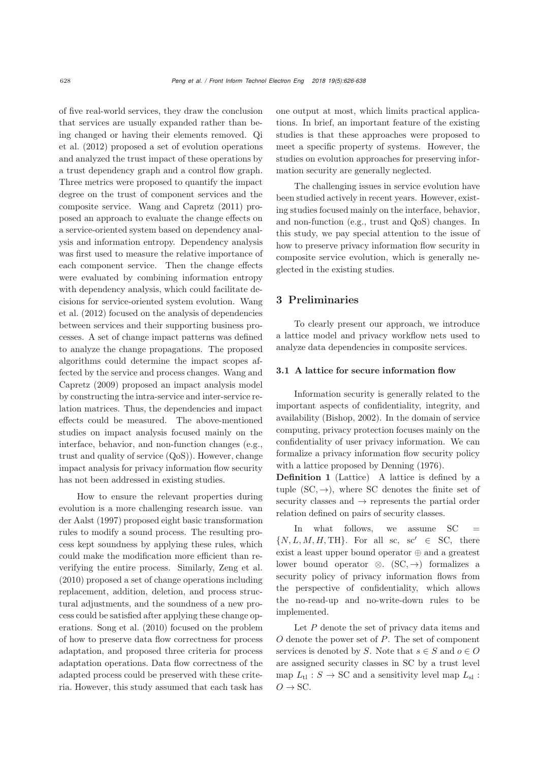of five real-world services, they draw the conclusion that services are usually expanded rather than being changed or having their elements removed. Qi et al. (2012) proposed a set of evolution operations and analyzed the trust impact of these operations by a trust dependency graph and a control flow graph. Three metrics were proposed to quantify the impact degree on the trust of component services and the composite service. Wang and Capretz (2011) proposed an approach to evaluate the change effects on a service-oriented system based on dependency analysis and information entropy. Dependency analysis was first used to measure the relative importance of each component service. Then the change effects were evaluated by combining information entropy with dependency analysis, which could facilitate decisions for service-oriented system evolution. Wang et al. (2012) focused on the analysis of dependencies between services and their supporting business processes. A set of change impact patterns was defined to analyze the change propagations. The proposed algorithms could determine the impact scopes affected by the service and process changes. Wang and Capretz (2009) proposed an impact analysis model by constructing the intra-service and inter-service relation matrices. Thus, the dependencies and impact effects could be measured. The above-mentioned studies on impact analysis focused mainly on the interface, behavior, and non-function changes (e.g., trust and quality of service (QoS)). However, change impact analysis for privacy information flow security has not been addressed in existing studies.

How to ensure the relevant properties during evolution is a more challenging research issue. van der Aalst (1997) proposed eight basic transformation rules to modify a sound process. The resulting process kept soundness by applying these rules, which could make the modification more efficient than re-verifying the entire process. Similarly, Zeng et al. (2010) proposed a set of change operations including replacement, addition, deletion, and process structural adjustments, and the soundness of a new process could be satisfied after applying these change operations. Song et al. (2010) focused on the problem of how to preserve data flow correctness for process adaptation, and proposed three criteria for process adaptation operations. Data flow correctness of the adapted process could be preserved with these criteria. However, this study assumed that each task has one output at most, which limits practical applications. In brief, an important feature of the existing studies is that these approaches were proposed to meet a specific property of systems. However, the studies on evolution approaches for preserving information security are generally neglected.

The challenging issues in service evolution have been studied actively in recent years. However, existing studies focused mainly on the interface, behavior, and non-function (e.g., trust and QoS) changes. In this study, we pay special attention to the issue of how to preserve privacy information flow security in composite service evolution, which is generally neglected in the existing studies.

## 3 Preliminaries

To clearly present our approach, we introduce a lattice model and privacy workflow nets used to analyze data dependencies in composite services.

### 3.1 A lattice for secure information flow

Information security is generally related to the important aspects of confidentiality, integrity, and availability (Bishop, 2002). In the domain of service computing, privacy protection focuses mainly on the confidentiality of user privacy information. We can formalize a privacy information flow security policy with a lattice proposed by Denning (1976).

**Definition 1** (Lattice) A lattice is defined by a tuple $(\mathrm{SC}, \rightarrow)$, where SC denotes the finite set of security classes and $\rightarrow$ represents the partial order relation defined on pairs of security classes.

In what follows, we assume $\mathrm{SC} = \{N, L, M, H, \mathrm{TH}\}$. For all sc, $\mathrm{sc}' \in \mathrm{SC}$, there exist a least upper bound operator $\oplus$ and a greatest lower bound operator $\otimes$. $(\mathrm{SC}, \rightarrow)$ formalizes a security policy of privacy information flows from the perspective of confidentiality, which allows the no-read-up and no-write-down rules to be implemented.

Let $P$ denote the set of privacy data items and $O$ denote the power set of $P$. The set of component services is denoted by $S$. Note that $s \in S$ and $o \in O$ are assigned security classes in SC by a trust level map $L_{\mathrm{tl}} : S \rightarrow \mathrm{SC}$ and a sensitivity level map $L_{\mathrm{sl}} : O \rightarrow \mathrm{SC}$.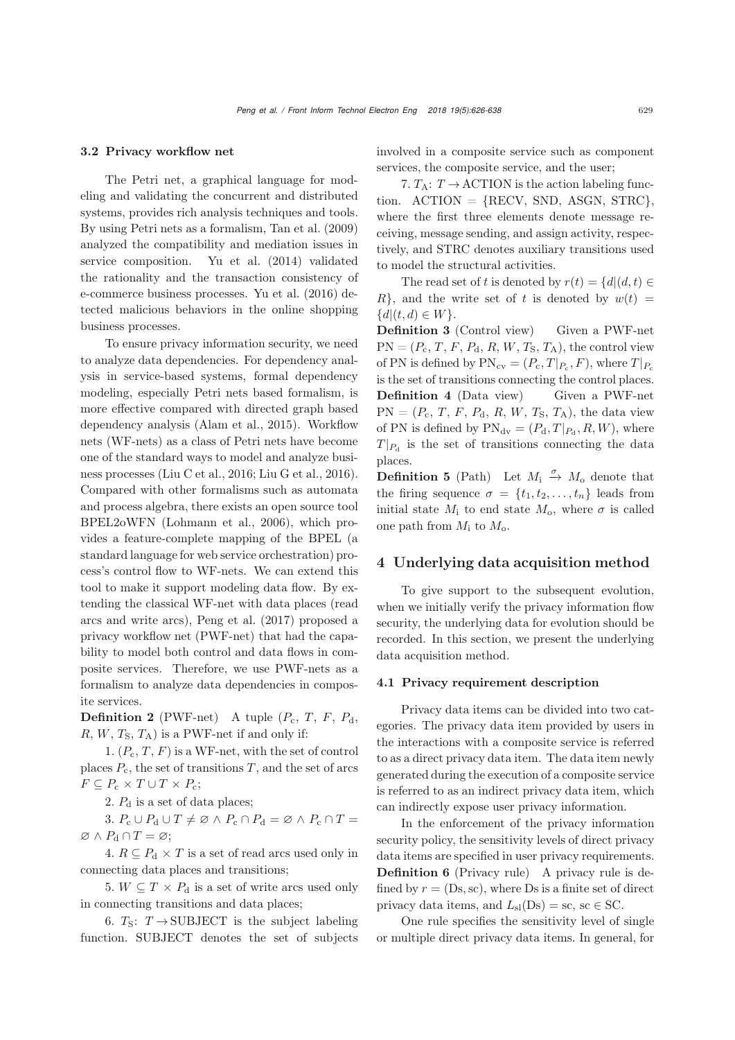### 3.2 Privacy workflow net

The Petri net, a graphical language for modeling and validating the concurrent and distributed systems, provides rich analysis techniques and tools. By using Petri nets as a formalism, Tan et al. (2009) analyzed the compatibility and mediation issues in service composition. Yu et al. (2014) validated the rationality and the transaction consistency of e-commerce business processes. Yu et al. (2016) detected malicious behaviors in the online shopping business processes.

To ensure privacy information security, we need to analyze data dependencies. For dependency analysis in service-based systems, formal dependency modeling, especially Petri nets based formalism, is more effective compared with directed graph based dependency analysis (Alam et al., 2015). Workflow nets (WF-nets) as a class of Petri nets have become one of the standard ways to model and analyze business processes (Liu C et al., 2016; Liu G et al., 2016). Compared with other formalisms such as automata and process algebra, there exists an open source tool BPEL2oWFN (Lohmann et al., 2006), which provides a feature-complete mapping of the BPEL (a standard language for web service orchestration) process's control flow to WF-nets. We can extend this tool to make it support modeling data flow. By extending the classical WF-net with data places (read arcs and write arcs), Peng et al. (2017) proposed a privacy workflow net (PWF-net) that had the capability to model both control and data flows in composite services. Therefore, we use PWF-nets as a formalism to analyze data dependencies in composite services.

**Definition 2** (PWF-net) A tuple ($P_\mathrm{c}$, $T$, $F$, $P_\mathrm{d}$, $R$, $W$, $T_\mathrm{S}$, $T_\mathrm{A}$) is a PWF-net if and only if:

1. ($P_\mathrm{c}$, $T$, $F$) is a WF-net, with the set of control places $P_\mathrm{c}$, the set of transitions $T$, and the set of arcs $F \subseteq P_\mathrm{c} \times T \cup T \times P_\mathrm{c}$;

2. $P_\mathrm{d}$ is a set of data places;

3. $P_\mathrm{c} \cup P_\mathrm{d} \cup T \neq \varnothing \wedge P_\mathrm{c} \cap P_\mathrm{d} = \varnothing \wedge P_\mathrm{c} \cap T = \varnothing \wedge P_\mathrm{d} \cap T = \varnothing$;

4. $R \subseteq P_\mathrm{d} \times T$ is a set of read arcs used only in connecting data places and transitions;

5. $W \subseteq T \times P_\mathrm{d}$ is a set of write arcs used only in connecting transitions and data places;

6. $T_\mathrm{S}$: $T \rightarrow$ SUBJECT is the subject labeling function. SUBJECT denotes the set of subjects involved in a composite service such as component services, the composite service, and the user;

7. $T_\mathrm{A}$: $T \rightarrow$ ACTION is the action labeling function. ACTION = {RECV, SND, ASGN, STRC}, where the first three elements denote message receiving, message sending, and assign activity, respectively, and STRC denotes auxiliary transitions used to model the structural activities.

The read set of $t$ is denoted by $r(t) = \{d|(d,t) \in R\}$, and the write set of $t$ is denoted by $w(t) = \{d|(t,d) \in W\}$.

**Definition 3** (Control view) Given a PWF-net $\mathrm{PN} = (P_\mathrm{c}, T, F, P_\mathrm{d}, R, W, T_\mathrm{S}, T_\mathrm{A})$, the control view of PN is defined by $\mathrm{PN}_\mathrm{cv} = (P_\mathrm{c}, T|_{P_\mathrm{c}}, F)$, where $T|_{P_\mathrm{c}}$ is the set of transitions connecting the control places.

**Definition 4** (Data view) Given a PWF-net $\mathrm{PN} = (P_\mathrm{c}, T, F, P_\mathrm{d}, R, W, T_\mathrm{S}, T_\mathrm{A})$, the data view of PN is defined by $\mathrm{PN}_\mathrm{dv} = (P_\mathrm{d}, T|_{P_\mathrm{d}}, R, W)$, where $T|_{P_\mathrm{d}}$ is the set of transitions connecting the data places.

**Definition 5** (Path) Let $M_\mathrm{i} \xrightarrow{\sigma} M_\mathrm{o}$ denote that the firing sequence $\sigma = \{t_1, t_2, \ldots, t_n\}$ leads from initial state $M_\mathrm{i}$ to end state $M_\mathrm{o}$, where $\sigma$ is called one path from $M_\mathrm{i}$ to $M_\mathrm{o}$.

## 4 Underlying data acquisition method

To give support to the subsequent evolution, when we initially verify the privacy information flow security, the underlying data for evolution should be recorded. In this section, we present the underlying data acquisition method.

### 4.1 Privacy requirement description

Privacy data items can be divided into two categories. The privacy data item provided by users in the interactions with a composite service is referred to as a direct privacy data item. The data item newly generated during the execution of a composite service is referred to as an indirect privacy data item, which can indirectly expose user privacy information.

In the enforcement of the privacy information security policy, the sensitivity levels of direct privacy data items are specified in user privacy requirements.

**Definition 6** (Privacy rule) A privacy rule is defined by $r = (\mathrm{Ds}, \mathrm{sc})$, where Ds is a finite set of direct privacy data items, and $L_\mathrm{sl}(\mathrm{Ds}) = \mathrm{sc}$, $\mathrm{sc} \in \mathrm{SC}$.

One rule specifies the sensitivity level of single or multiple direct privacy data items. In general, for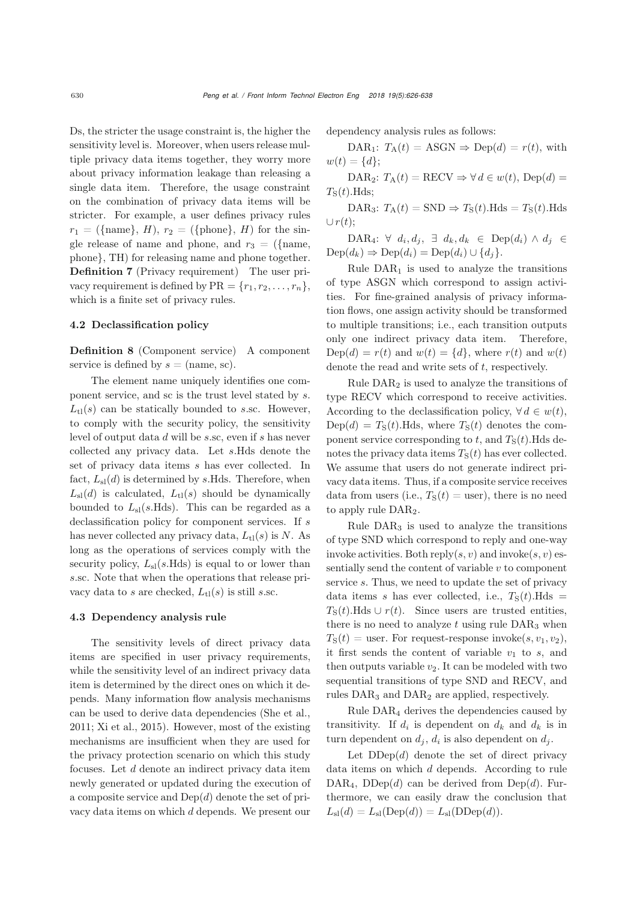Ds, the stricter the usage constraint is, the higher the sensitivity level is. Moreover, when users release multiple privacy data items together, they worry more about privacy information leakage than releasing a single data item. Therefore, the usage constraint on the combination of privacy data items will be stricter. For example, a user defines privacy rules $r_1 = (\{\text{name}\}, H)$, $r_2 = (\{\text{phone}\}, H)$ for the single release of name and phone, and $r_3 = (\{\text{name}, \text{phone}\}, \text{TH})$ for releasing name and phone together.

**Definition 7** (Privacy requirement) The user privacy requirement is defined by $\text{PR} = \{r_1, r_2, \ldots, r_n\}$, which is a finite set of privacy rules.

### 4.2 Declassification policy

**Definition 8** (Component service) A component service is defined by $s = (\text{name}, \text{sc})$.

The element name uniquely identifies one component service, and sc is the trust level stated by $s$. $L_{\text{tl}}(s)$ can be statically bounded to $s$.sc. However, to comply with the security policy, the sensitivity level of output data $d$ will be $s$.sc, even if $s$ has never collected any privacy data. Let $s$.Hds denote the set of privacy data items $s$ has ever collected. In fact, $L_{\text{sl}}(d)$ is determined by $s$.Hds. Therefore, when $L_{\text{sl}}(d)$ is calculated, $L_{\text{tl}}(s)$ should be dynamically bounded to $L_{\text{sl}}(s.\text{Hds})$. This can be regarded as a declassification policy for component services. If $s$ has never collected any privacy data, $L_{\text{tl}}(s)$ is $N$. As long as the operations of services comply with the security policy, $L_{\text{sl}}(s.\text{Hds})$ is equal to or lower than $s$.sc. Note that when the operations that release privacy data to $s$ are checked, $L_{\text{tl}}(s)$ is still $s$.sc.

### 4.3 Dependency analysis rule

The sensitivity levels of direct privacy data items are specified in user privacy requirements, while the sensitivity level of an indirect privacy data item is determined by the direct ones on which it depends. Many information flow analysis mechanisms can be used to derive data dependencies (She et al., 2011; Xi et al., 2015). However, most of the existing mechanisms are insufficient when they are used for the privacy protection scenario on which this study focuses. Let $d$ denote an indirect privacy data item newly generated or updated during the execution of a composite service and $\text{Dep}(d)$ denote the set of privacy data items on which $d$ depends. We present our dependency analysis rules as follows:

$\text{DAR}_1$: $T_{\text{A}}(t) = \text{ASGN} \Rightarrow \text{Dep}(d) = r(t)$, with $w(t) = \{d\}$;

$\text{DAR}_2$: $T_{\text{A}}(t) = \text{RECV} \Rightarrow \forall\, d \in w(t)$, $\text{Dep}(d) = T_{\text{S}}(t).\text{Hds}$;

$\text{DAR}_3$: $T_{\text{A}}(t) = \text{SND} \Rightarrow T_{\text{S}}(t).\text{Hds} = T_{\text{S}}(t).\text{Hds} \cup r(t)$;

$\text{DAR}_4$: $\forall\ d_i, d_j,\ \exists\ d_k, d_k \in \text{Dep}(d_i) \wedge d_j \in \text{Dep}(d_k) \Rightarrow \text{Dep}(d_i) = \text{Dep}(d_i) \cup \{d_j\}$.

Rule $\text{DAR}_1$ is used to analyze the transitions of type ASGN which correspond to assign activities. For fine-grained analysis of privacy information flows, one assign activity should be transformed to multiple transitions; i.e., each transition outputs only one indirect privacy data item. Therefore, $\text{Dep}(d) = r(t)$ and $w(t) = \{d\}$, where $r(t)$ and $w(t)$ denote the read and write sets of $t$, respectively.

Rule $\text{DAR}_2$ is used to analyze the transitions of type RECV which correspond to receive activities. According to the declassification policy, $\forall\, d \in w(t)$, $\text{Dep}(d) = T_{\text{S}}(t).\text{Hds}$, where $T_{\text{S}}(t)$ denotes the component service corresponding to $t$, and $T_{\text{S}}(t)$.Hds denotes the privacy data items $T_{\text{S}}(t)$ has ever collected. We assume that users do not generate indirect privacy data items. Thus, if a composite service receives data from users (i.e., $T_{\text{S}}(t) = \text{user}$), there is no need to apply rule $\text{DAR}_2$.

Rule $\text{DAR}_3$ is used to analyze the transitions of type SND which correspond to reply and one-way invoke activities. Both $\text{reply}(s, v)$ and $\text{invoke}(s, v)$ essentially send the content of variable $v$ to component service $s$. Thus, we need to update the set of privacy data items $s$ has ever collected, i.e., $T_{\text{S}}(t).\text{Hds} = T_{\text{S}}(t).\text{Hds} \cup r(t)$. Since users are trusted entities, there is no need to analyze $t$ using rule $\text{DAR}_3$ when $T_{\text{S}}(t) = \text{user}$. For request-response $\text{invoke}(s, v_1, v_2)$, it first sends the content of variable $v_1$ to $s$, and then outputs variable $v_2$. It can be modeled with two sequential transitions of type SND and RECV, and rules $\text{DAR}_3$ and $\text{DAR}_2$ are applied, respectively.

Rule $\text{DAR}_4$ derives the dependencies caused by transitivity. If $d_i$ is dependent on $d_k$ and $d_k$ is in turn dependent on $d_j$, $d_i$ is also dependent on $d_j$.

Let $\text{DDep}(d)$ denote the set of direct privacy data items on which $d$ depends. According to rule $\text{DAR}_4$, $\text{DDep}(d)$ can be derived from $\text{Dep}(d)$. Furthermore, we can easily draw the conclusion that $L_{\text{sl}}(d) = L_{\text{sl}}(\text{Dep}(d)) = L_{\text{sl}}(\text{DDep}(d))$.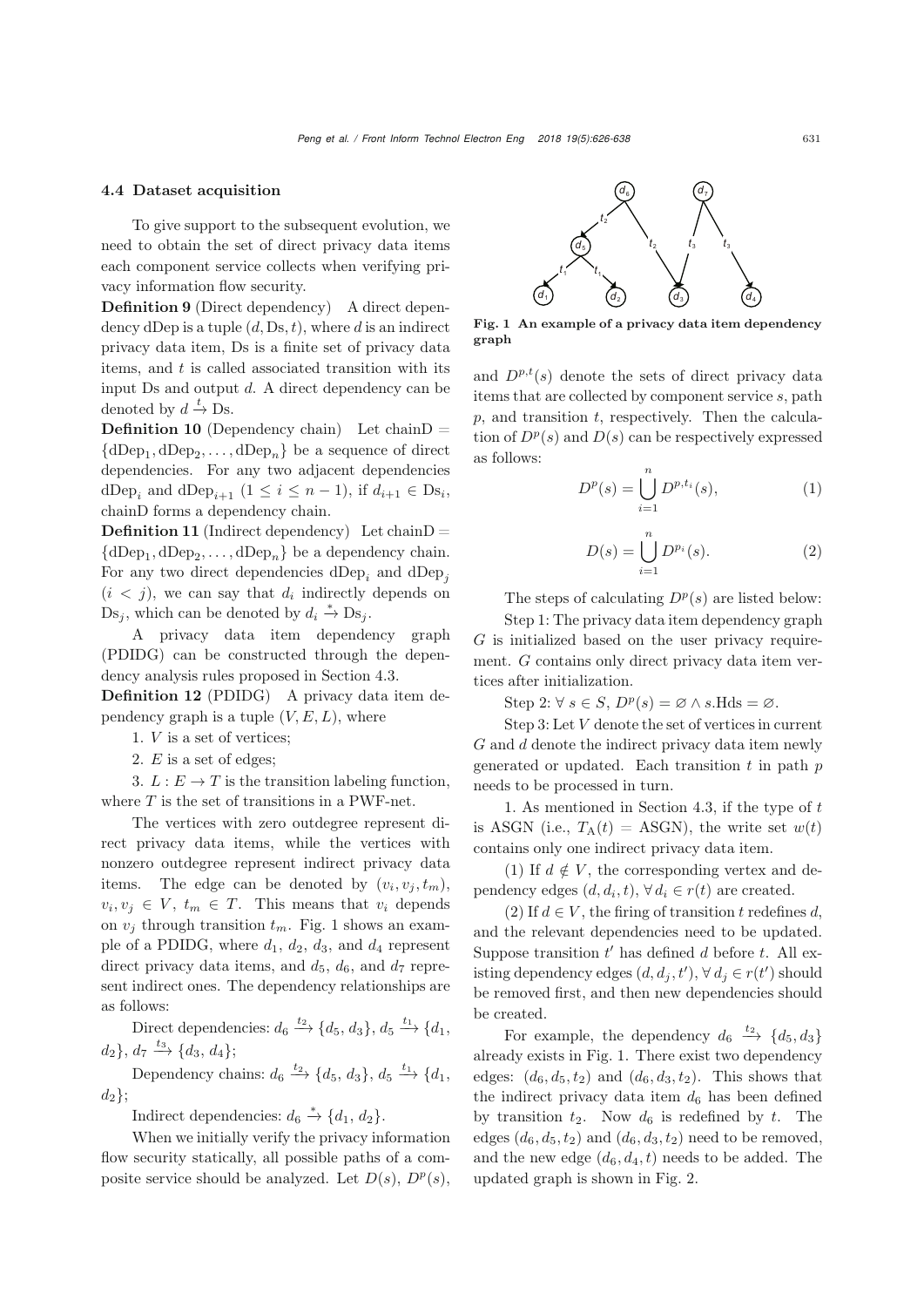### 4.4 Dataset acquisition

To give support to the subsequent evolution, we need to obtain the set of direct privacy data items each component service collects when verifying privacy information flow security.

**Definition 9** (Direct dependency) A direct dependency dDep is a tuple $(d, \mathrm{Ds}, t)$, where $d$ is an indirect privacy data item, Ds is a finite set of privacy data items, and $t$ is called associated transition with its input Ds and output $d$. A direct dependency can be denoted by $d \xrightarrow{t} \mathrm{Ds}$.

**Definition 10** (Dependency chain) Let chainD $= \{\mathrm{dDep}_1, \mathrm{dDep}_2, \ldots, \mathrm{dDep}_n\}$ be a sequence of direct dependencies. For any two adjacent dependencies $\mathrm{dDep}_i$ and $\mathrm{dDep}_{i+1}$ $(1 \leq i \leq n-1)$, if $d_{i+1} \in \mathrm{Ds}_i$, chainD forms a dependency chain.

**Definition 11** (Indirect dependency) Let chainD $= \{\mathrm{dDep}_1, \mathrm{dDep}_2, \ldots, \mathrm{dDep}_n\}$ be a dependency chain. For any two direct dependencies $\mathrm{dDep}_i$ and $\mathrm{dDep}_j$ $(i < j)$, we can say that $d_i$ indirectly depends on $\mathrm{Ds}_j$, which can be denoted by $d_i \xrightarrow{*} \mathrm{Ds}_j$.

A privacy data item dependency graph (PDIDG) can be constructed through the dependency analysis rules proposed in Section 4.3.

**Definition 12** (PDIDG) A privacy data item dependency graph is a tuple $(V, E, L)$, where

1. $V$ is a set of vertices;

2. $E$ is a set of edges;

3. $L: E \rightarrow T$ is the transition labeling function, where $T$ is the set of transitions in a PWF-net.

The vertices with zero outdegree represent direct privacy data items, while the vertices with nonzero outdegree represent indirect privacy data items. The edge can be denoted by $(v_i, v_j, t_m)$, $v_i, v_j \in V$, $t_m \in T$. This means that $v_i$ depends on $v_j$ through transition $t_m$. Fig. 1 shows an example of a PDIDG, where $d_1$, $d_2$, $d_3$, and $d_4$ represent direct privacy data items, and $d_5$, $d_6$, and $d_7$ represent indirect ones. The dependency relationships are as follows:

Direct dependencies: $d_6 \xrightarrow{t_2} \{d_5, d_3\}$, $d_5 \xrightarrow{t_1} \{d_1, d_2\}$, $d_7 \xrightarrow{t_3} \{d_3, d_4\}$;

Dependency chains: $d_6 \xrightarrow{t_2} \{d_5, d_3\}$, $d_5 \xrightarrow{t_1} \{d_1, d_2\}$;

Indirect dependencies: $d_6 \xrightarrow{*} \{d_1, d_2\}$.

When we initially verify the privacy information flow security statically, all possible paths of a composite service should be analyzed. Let $D(s)$, $D^p(s)$, and $D^{p,t}(s)$ denote the sets of direct privacy data items that are collected by component service $s$, path $p$, and transition $t$, respectively. Then the calculation of $D^p(s)$ and $D(s)$ can be respectively expressed as follows:

**Fig. 1 An example of a privacy data item dependency graph**

$$D^p(s) = \bigcup_{i=1}^{n} D^{p,t_i}(s), \tag{1}$$

$$D(s) = \bigcup_{i=1}^{n} D^{p_i}(s). \tag{2}$$

The steps of calculating $D^p(s)$ are listed below:

Step 1: The privacy data item dependency graph $G$ is initialized based on the user privacy requirement. $G$ contains only direct privacy data item vertices after initialization.

Step 2: $\forall\, s \in S$, $D^p(s) = \varnothing \wedge s.\mathrm{Hds} = \varnothing$.

Step 3: Let $V$ denote the set of vertices in current $G$ and $d$ denote the indirect privacy data item newly generated or updated. Each transition $t$ in path $p$ needs to be processed in turn.

1. As mentioned in Section 4.3, if the type of $t$ is ASGN (i.e., $T_{\mathrm{A}}(t) = \mathrm{ASGN}$), the write set $w(t)$ contains only one indirect privacy data item.

(1) If $d \notin V$, the corresponding vertex and dependency edges $(d, d_i, t)$, $\forall\, d_i \in r(t)$ are created.

(2) If $d \in V$, the firing of transition $t$ redefines $d$, and the relevant dependencies need to be updated. Suppose transition $t'$ has defined $d$ before $t$. All existing dependency edges $(d, d_j, t')$, $\forall\, d_j \in r(t')$ should be removed first, and then new dependencies should be created.

For example, the dependency $d_6 \xrightarrow{t_2} \{d_5, d_3\}$ already exists in Fig. 1. There exist two dependency edges: $(d_6, d_5, t_2)$ and $(d_6, d_3, t_2)$. This shows that the indirect privacy data item $d_6$ has been defined by transition $t_2$. Now $d_6$ is redefined by $t$. The edges $(d_6, d_5, t_2)$ and $(d_6, d_3, t_2)$ need to be removed, and the new edge $(d_6, d_4, t)$ needs to be added. The updated graph is shown in Fig. 2.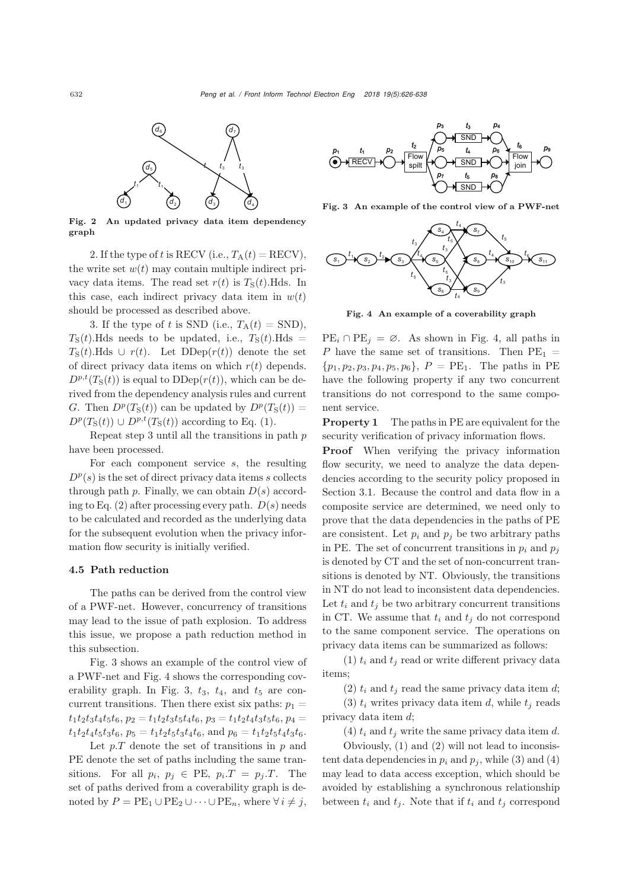Fig. 2 An updated privacy data item dependency graph

2. If the type of $t$ is RECV (i.e., $T_{\mathrm{A}}(t) = \mathrm{RECV}$), the write set $w(t)$ may contain multiple indirect privacy data items. The read set $r(t)$ is $T_{\mathrm{S}}(t)$.Hds. In this case, each indirect privacy data item in $w(t)$ should be processed as described above.

3. If the type of $t$ is SND (i.e., $T_{\mathrm{A}}(t) = \mathrm{SND}$), $T_{\mathrm{S}}(t)$.Hds needs to be updated, i.e., $T_{\mathrm{S}}(t).\mathrm{Hds} = T_{\mathrm{S}}(t).\mathrm{Hds} \cup r(t)$. Let $\mathrm{DDep}(r(t))$ denote the set of direct privacy data items on which $r(t)$ depends. $D^{p,t}(T_{\mathrm{S}}(t))$ is equal to $\mathrm{DDep}(r(t))$, which can be derived from the dependency analysis rules and current $G$. Then $D^{p}(T_{\mathrm{S}}(t))$ can be updated by $D^{p}(T_{\mathrm{S}}(t)) = D^{p}(T_{\mathrm{S}}(t)) \cup D^{p,t}(T_{\mathrm{S}}(t))$ according to Eq. (1).

Repeat step 3 until all the transitions in path $p$ have been processed.

For each component service $s$, the resulting $D^{p}(s)$ is the set of direct privacy data items $s$ collects through path $p$. Finally, we can obtain $D(s)$ according to Eq. (2) after processing every path. $D(s)$ needs to be calculated and recorded as the underlying data for the subsequent evolution when the privacy information flow security is initially verified.

### 4.5 Path reduction

The paths can be derived from the control view of a PWF-net. However, concurrency of transitions may lead to the issue of path explosion. To address this issue, we propose a path reduction method in this subsection.

Fig. 3 shows an example of the control view of a PWF-net and Fig. 4 shows the corresponding coverability graph. In Fig. 3, $t_3$, $t_4$, and $t_5$ are concurrent transitions. Then there exist six paths: $p_1 = t_1t_2t_3t_4t_5t_6$, $p_2 = t_1t_2t_3t_5t_4t_6$, $p_3 = t_1t_2t_4t_3t_5t_6$, $p_4 = t_1t_2t_4t_5t_3t_6$, $p_5 = t_1t_2t_5t_3t_4t_6$, and $p_6 = t_1t_2t_5t_4t_3t_6$.

Let $p.T$ denote the set of transitions in $p$ and PE denote the set of paths including the same transitions. For all $p_i$, $p_j \in$ PE, $p_i.T = p_j.T$. The set of paths derived from a coverability graph is denoted by $P = \mathrm{PE}_1 \cup \mathrm{PE}_2 \cup \cdots \cup \mathrm{PE}_n$, where $\forall\, i \neq j$, $\mathrm{PE}_i \cap \mathrm{PE}_j = \varnothing$. As shown in Fig. 4, all paths in $P$ have the same set of transitions. Then $\mathrm{PE}_1 = \{p_1, p_2, p_3, p_4, p_5, p_6\}$, $P = \mathrm{PE}_1$. The paths in PE have the following property if any two concurrent transitions do not correspond to the same component service.

Fig. 3 An example of the control view of a PWF-net

Fig. 4 An example of a coverability graph

**Property 1** The paths in PE are equivalent for the security verification of privacy information flows.

**Proof** When verifying the privacy information flow security, we need to analyze the data dependencies according to the security policy proposed in Section 3.1. Because the control and data flow in a composite service are determined, we need only to prove that the data dependencies in the paths of PE are consistent. Let $p_i$ and $p_j$ be two arbitrary paths in PE. The set of concurrent transitions in $p_i$ and $p_j$ is denoted by CT and the set of non-concurrent transitions is denoted by NT. Obviously, the transitions in NT do not lead to inconsistent data dependencies. Let $t_i$ and $t_j$ be two arbitrary concurrent transitions in CT. We assume that $t_i$ and $t_j$ do not correspond to the same component service. The operations on privacy data items can be summarized as follows:

(1) $t_i$ and $t_j$ read or write different privacy data items;

(2) $t_i$ and $t_j$ read the same privacy data item $d$;

(3) $t_i$ writes privacy data item $d$, while $t_j$ reads privacy data item $d$;

(4) $t_i$ and $t_j$ write the same privacy data item $d$.

Obviously, (1) and (2) will not lead to inconsistent data dependencies in $p_i$ and $p_j$, while (3) and (4) may lead to data access exception, which should be avoided by establishing a synchronous relationship between $t_i$ and $t_j$. Note that if $t_i$ and $t_j$ correspond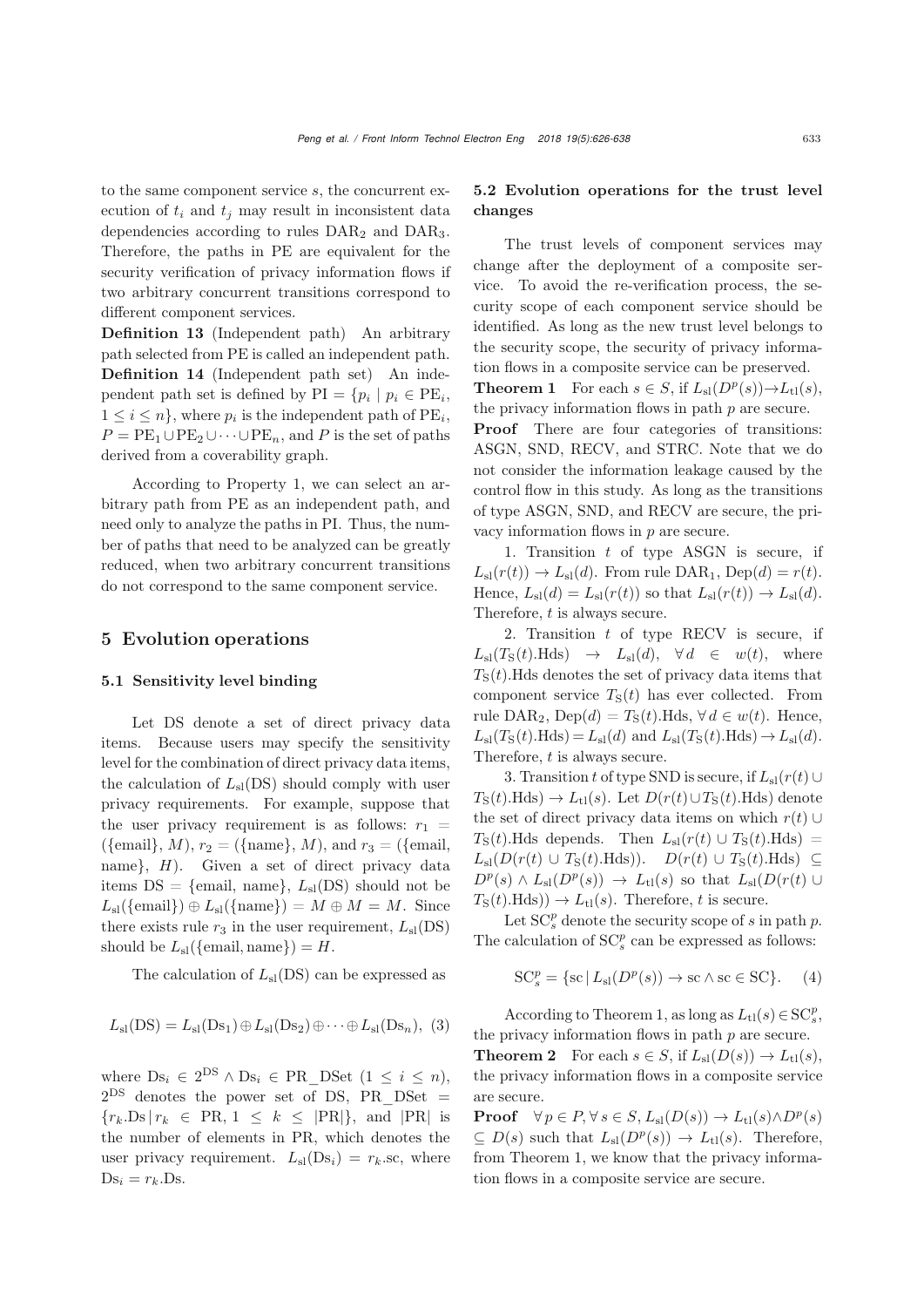to the same component service $s$, the concurrent execution of $t_i$ and $t_j$ may result in inconsistent data dependencies according to rules $\text{DAR}_2$ and $\text{DAR}_3$. Therefore, the paths in PE are equivalent for the security verification of privacy information flows if two arbitrary concurrent transitions correspond to different component services.

**Definition 13** (Independent path) An arbitrary path selected from PE is called an independent path.

**Definition 14** (Independent path set) An independent path set is defined by $\text{PI} = \{p_i \mid p_i \in \text{PE}_i, 1 \le i \le n\}$, where $p_i$ is the independent path of $\text{PE}_i$, $P = \text{PE}_1 \cup \text{PE}_2 \cup \cdots \cup \text{PE}_n$, and $P$ is the set of paths derived from a coverability graph.

According to Property 1, we can select an arbitrary path from PE as an independent path, and need only to analyze the paths in PI. Thus, the number of paths that need to be analyzed can be greatly reduced, when two arbitrary concurrent transitions do not correspond to the same component service.

## 5 Evolution operations

### 5.1 Sensitivity level binding

Let DS denote a set of direct privacy data items. Because users may specify the sensitivity level for the combination of direct privacy data items, the calculation of $L_{\text{sl}}(\text{DS})$ should comply with user privacy requirements. For example, suppose that the user privacy requirement is as follows: $r_1 = (\{\text{email}\}, M)$, $r_2 = (\{\text{name}\}, M)$, and $r_3 = (\{\text{email}, \text{name}\}, H)$. Given a set of direct privacy data items $\text{DS} = \{\text{email}, \text{name}\}$, $L_{\text{sl}}(\text{DS})$ should not be $L_{\text{sl}}(\{\text{email}\}) \oplus L_{\text{sl}}(\{\text{name}\}) = M \oplus M = M$. Since there exists rule $r_3$ in the user requirement, $L_{\text{sl}}(\text{DS})$ should be $L_{\text{sl}}(\{\text{email}, \text{name}\}) = H$.

The calculation of $L_{\text{sl}}(\text{DS})$ can be expressed as

$$L_{\text{sl}}(\text{DS}) = L_{\text{sl}}(\text{Ds}_1) \oplus L_{\text{sl}}(\text{Ds}_2) \oplus \cdots \oplus L_{\text{sl}}(\text{Ds}_n), \quad (3)$$

where $\text{Ds}_i \in 2^{\text{DS}} \wedge \text{Ds}_i \in \text{PR\_DSet}$ $(1 \le i \le n)$, $2^{\text{DS}}$ denotes the power set of DS, $\text{PR\_DSet} = \{r_k.\text{Ds} \mid r_k \in \text{PR}, 1 \le k \le |\text{PR}|\}$, and $|\text{PR}|$ is the number of elements in PR, which denotes the user privacy requirement. $L_{\text{sl}}(\text{Ds}_i) = r_k.\text{sc}$, where $\text{Ds}_i = r_k.\text{Ds}$.

### 5.2 Evolution operations for the trust level changes

The trust levels of component services may change after the deployment of a composite service. To avoid the re-verification process, the security scope of each component service should be identified. As long as the new trust level belongs to the security scope, the security of privacy information flows in a composite service can be preserved.

**Theorem 1** For each $s \in S$, if $L_{\text{sl}}(D^p(s)) \rightarrow L_{\text{tl}}(s)$, the privacy information flows in path $p$ are secure.

**Proof** There are four categories of transitions: ASGN, SND, RECV, and STRC. Note that we do not consider the information leakage caused by the control flow in this study. As long as the transitions of type ASGN, SND, and RECV are secure, the privacy information flows in $p$ are secure.

1. Transition $t$ of type ASGN is secure, if $L_{\text{sl}}(r(t)) \rightarrow L_{\text{sl}}(d)$. From rule $\text{DAR}_1$, $\text{Dep}(d) = r(t)$. Hence, $L_{\text{sl}}(d) = L_{\text{sl}}(r(t))$ so that $L_{\text{sl}}(r(t)) \rightarrow L_{\text{sl}}(d)$. Therefore, $t$ is always secure.

2. Transition $t$ of type RECV is secure, if $L_{\text{sl}}(T_{\text{S}}(t).\text{Hds}) \rightarrow L_{\text{sl}}(d)$, $\forall\, d \in w(t)$, where $T_{\text{S}}(t).\text{Hds}$ denotes the set of privacy data items that component service $T_{\text{S}}(t)$ has ever collected. From rule $\text{DAR}_2$, $\text{Dep}(d) = T_{\text{S}}(t).\text{Hds}$, $\forall\, d \in w(t)$. Hence, $L_{\text{sl}}(T_{\text{S}}(t).\text{Hds}) = L_{\text{sl}}(d)$ and $L_{\text{sl}}(T_{\text{S}}(t).\text{Hds}) \rightarrow L_{\text{sl}}(d)$. Therefore, $t$ is always secure.

3. Transition $t$ of type SND is secure, if $L_{\text{sl}}(r(t) \cup T_{\text{S}}(t).\text{Hds}) \rightarrow L_{\text{tl}}(s)$. Let $D(r(t) \cup T_{\text{S}}(t).\text{Hds})$ denote the set of direct privacy data items on which $r(t) \cup T_{\text{S}}(t).\text{Hds}$ depends. Then $L_{\text{sl}}(r(t) \cup T_{\text{S}}(t).\text{Hds}) = L_{\text{sl}}(D(r(t) \cup T_{\text{S}}(t).\text{Hds}))$. $D(r(t) \cup T_{\text{S}}(t).\text{Hds}) \subseteq D^p(s) \wedge L_{\text{sl}}(D^p(s)) \rightarrow L_{\text{tl}}(s)$ so that $L_{\text{sl}}(D(r(t) \cup T_{\text{S}}(t).\text{Hds})) \rightarrow L_{\text{tl}}(s)$. Therefore, $t$ is secure.

Let $\text{SC}_s^p$ denote the security scope of $s$ in path $p$. The calculation of $\text{SC}_s^p$ can be expressed as follows:

$$\text{SC}_s^p = \{\text{sc} \mid L_{\text{sl}}(D^p(s)) \rightarrow \text{sc} \wedge \text{sc} \in \text{SC}\}. \quad (4)$$

According to Theorem 1, as long as $L_{\text{tl}}(s) \in \text{SC}_s^p$, the privacy information flows in path $p$ are secure.

**Theorem 2** For each $s \in S$, if $L_{\text{sl}}(D(s)) \rightarrow L_{\text{tl}}(s)$, the privacy information flows in a composite service are secure.

**Proof** $\forall\, p \in P, \forall\, s \in S, L_{\text{sl}}(D(s)) \rightarrow L_{\text{tl}}(s) \wedge D^p(s) \subseteq D(s)$ such that $L_{\text{sl}}(D^p(s)) \rightarrow L_{\text{tl}}(s)$. Therefore, from Theorem 1, we know that the privacy information flows in a composite service are secure.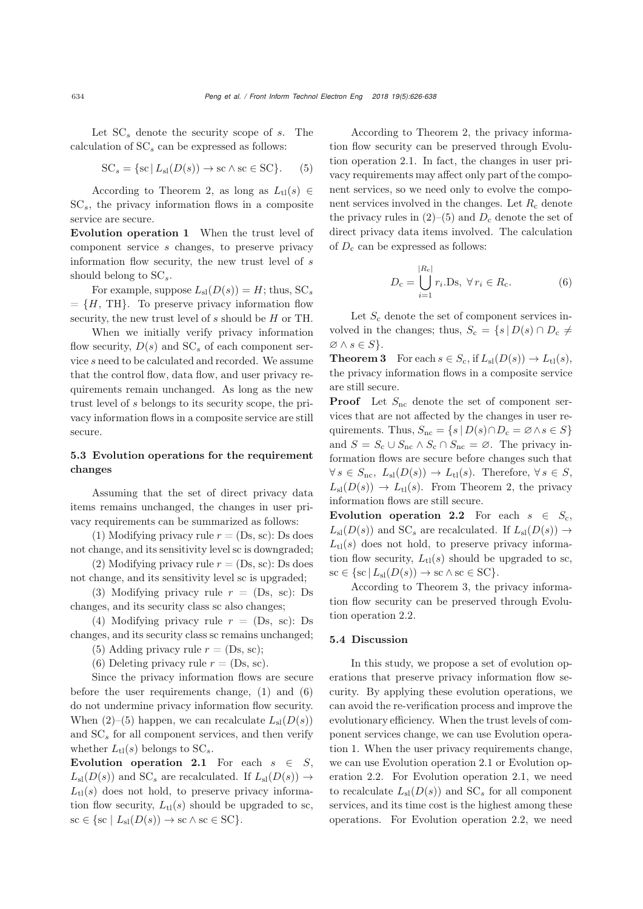Let $\mathrm{SC}_s$ denote the security scope of $s$. The calculation of $\mathrm{SC}_s$ can be expressed as follows:

$$\mathrm{SC}_s = \{\mathrm{sc} \,|\, L_{\mathrm{sl}}(D(s)) \rightarrow \mathrm{sc} \wedge \mathrm{sc} \in \mathrm{SC}\}. \quad (5)$$

According to Theorem 2, as long as $L_{\mathrm{tl}}(s) \in \mathrm{SC}_s$, the privacy information flows in a composite service are secure.

**Evolution operation 1** When the trust level of component service $s$ changes, to preserve privacy information flow security, the new trust level of $s$ should belong to $\mathrm{SC}_s$.

For example, suppose $L_{\mathrm{sl}}(D(s)) = H$; thus, $\mathrm{SC}_s = \{H, \mathrm{TH}\}$. To preserve privacy information flow security, the new trust level of $s$ should be $H$ or TH.

When we initially verify privacy information flow security, $D(s)$ and $\mathrm{SC}_s$ of each component service $s$ need to be calculated and recorded. We assume that the control flow, data flow, and user privacy requirements remain unchanged. As long as the new trust level of $s$ belongs to its security scope, the privacy information flows in a composite service are still secure.

### 5.3 Evolution operations for the requirement changes

Assuming that the set of direct privacy data items remains unchanged, the changes in user privacy requirements can be summarized as follows:

(1) Modifying privacy rule $r = (\mathrm{Ds}, \mathrm{sc})$: Ds does not change, and its sensitivity level sc is downgraded;

(2) Modifying privacy rule $r = (\mathrm{Ds}, \mathrm{sc})$: Ds does not change, and its sensitivity level sc is upgraded;

(3) Modifying privacy rule $r = (\mathrm{Ds}, \mathrm{sc})$: Ds changes, and its security class sc also changes;

(4) Modifying privacy rule $r = (\mathrm{Ds}, \mathrm{sc})$: Ds changes, and its security class sc remains unchanged;

(5) Adding privacy rule $r = (\mathrm{Ds}, \mathrm{sc})$;

(6) Deleting privacy rule $r = (\mathrm{Ds}, \mathrm{sc})$.

Since the privacy information flows are secure before the user requirements change, (1) and (6) do not undermine privacy information flow security. When (2)–(5) happen, we can recalculate $L_{\mathrm{sl}}(D(s))$ and $\mathrm{SC}_s$ for all component services, and then verify whether $L_{\mathrm{tl}}(s)$ belongs to $\mathrm{SC}_s$.

**Evolution operation 2.1** For each $s \in S$, $L_{\mathrm{sl}}(D(s))$ and $\mathrm{SC}_s$ are recalculated. If $L_{\mathrm{sl}}(D(s)) \rightarrow L_{\mathrm{tl}}(s)$ does not hold, to preserve privacy information flow security, $L_{\mathrm{tl}}(s)$ should be upgraded to sc, $\mathrm{sc} \in \{\mathrm{sc} \mid L_{\mathrm{sl}}(D(s)) \rightarrow \mathrm{sc} \wedge \mathrm{sc} \in \mathrm{SC}\}$.

According to Theorem 2, the privacy information flow security can be preserved through Evolution operation 2.1. In fact, the changes in user privacy requirements may affect only part of the component services, so we need only to evolve the component services involved in the changes. Let $R_{\mathrm{c}}$ denote the privacy rules in (2)–(5) and $D_{\mathrm{c}}$ denote the set of direct privacy data items involved. The calculation of $D_{\mathrm{c}}$ can be expressed as follows:

$$D_{\mathrm{c}} = \bigcup_{i=1}^{|R_{\mathrm{c}}|} r_i.\mathrm{Ds}, \ \forall\, r_i \in R_{\mathrm{c}}. \quad (6)$$

Let $S_{\mathrm{c}}$ denote the set of component services involved in the changes; thus, $S_{\mathrm{c}} = \{s \,|\, D(s) \cap D_{\mathrm{c}} \neq \varnothing \wedge s \in S\}$.

**Theorem 3** For each $s \in S_{\mathrm{c}}$, if $L_{\mathrm{sl}}(D(s)) \rightarrow L_{\mathrm{tl}}(s)$, the privacy information flows in a composite service are still secure.

**Proof** Let $S_{\mathrm{nc}}$ denote the set of component services that are not affected by the changes in user requirements. Thus, $S_{\mathrm{nc}} = \{s \,|\, D(s) \cap D_{\mathrm{c}} = \varnothing \wedge s \in S\}$ and $S = S_{\mathrm{c}} \cup S_{\mathrm{nc}} \wedge S_{\mathrm{c}} \cap S_{\mathrm{nc}} = \varnothing$. The privacy information flows are secure before changes such that $\forall\, s \in S_{\mathrm{nc}},\ L_{\mathrm{sl}}(D(s)) \rightarrow L_{\mathrm{tl}}(s)$. Therefore, $\forall\, s \in S$, $L_{\mathrm{sl}}(D(s)) \rightarrow L_{\mathrm{tl}}(s)$. From Theorem 2, the privacy information flows are still secure.

**Evolution operation 2.2** For each $s \in S_{\mathrm{c}}$, $L_{\mathrm{sl}}(D(s))$ and $\mathrm{SC}_s$ are recalculated. If $L_{\mathrm{sl}}(D(s)) \rightarrow L_{\mathrm{tl}}(s)$ does not hold, to preserve privacy information flow security, $L_{\mathrm{tl}}(s)$ should be upgraded to sc, $\mathrm{sc} \in \{\mathrm{sc} \,|\, L_{\mathrm{sl}}(D(s)) \rightarrow \mathrm{sc} \wedge \mathrm{sc} \in \mathrm{SC}\}$.

According to Theorem 3, the privacy information flow security can be preserved through Evolution operation 2.2.

### 5.4 Discussion

In this study, we propose a set of evolution operations that preserve privacy information flow security. By applying these evolution operations, we can avoid the re-verification process and improve the evolutionary efficiency. When the trust levels of component services change, we can use Evolution operation 1. When the user privacy requirements change, we can use Evolution operation 2.1 or Evolution operation 2.2. For Evolution operation 2.1, we need to recalculate $L_{\mathrm{sl}}(D(s))$ and $\mathrm{SC}_s$ for all component services, and its time cost is the highest among these operations. For Evolution operation 2.2, we need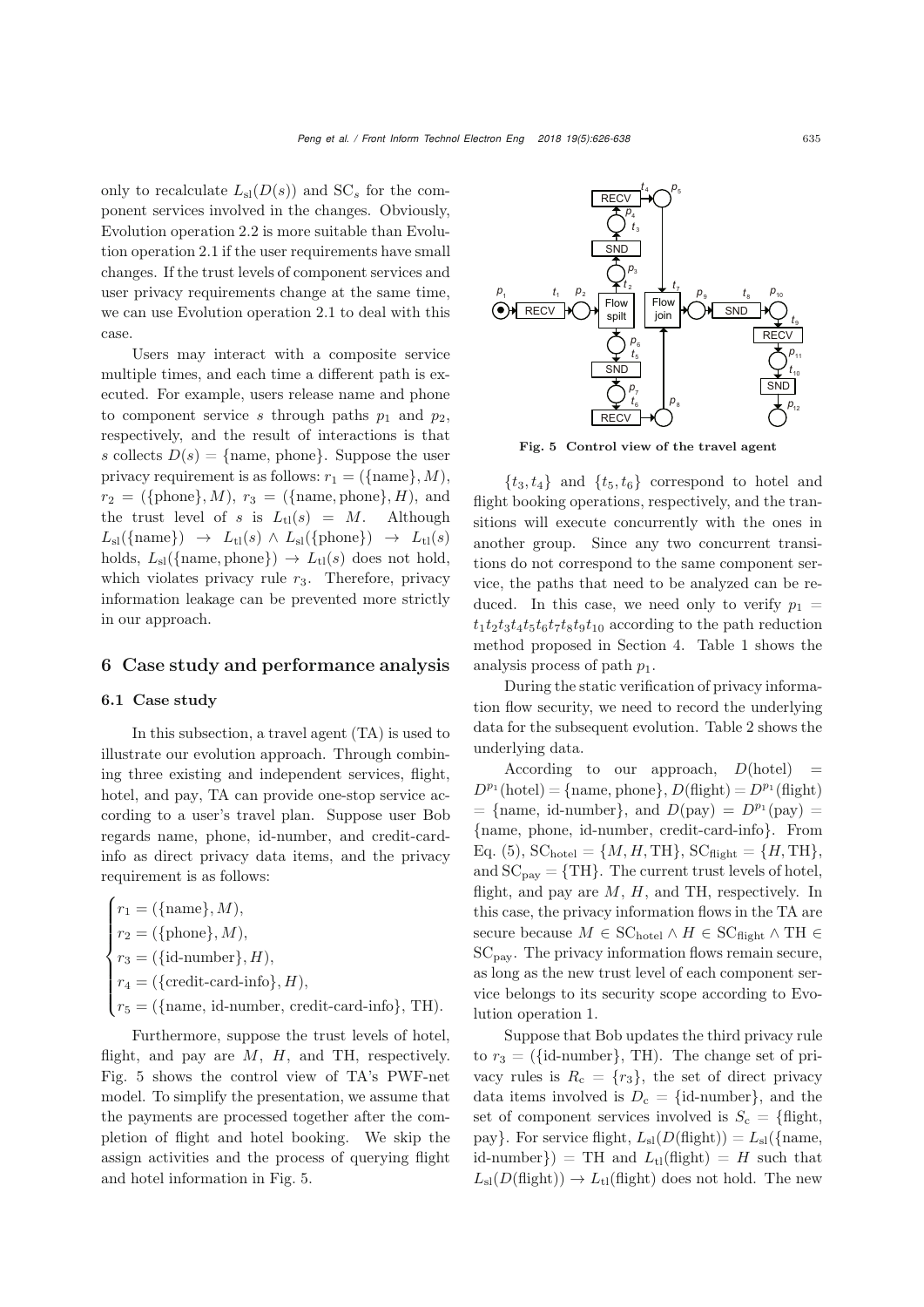only to recalculate $L_{\rm sl}(D(s))$ and $\mathrm{SC}_s$ for the component services involved in the changes. Obviously, Evolution operation 2.2 is more suitable than Evolution operation 2.1 if the user requirements have small changes. If the trust levels of component services and user privacy requirements change at the same time, we can use Evolution operation 2.1 to deal with this case.

Users may interact with a composite service multiple times, and each time a different path is executed. For example, users release name and phone to component service $s$ through paths $p_1$ and $p_2$, respectively, and the result of interactions is that $s$ collects $D(s) = \{\text{name, phone}\}$. Suppose the user privacy requirement is as follows: $r_1 = (\{\text{name}\}, M)$, $r_2 = (\{\text{phone}\}, M)$, $r_3 = (\{\text{name, phone}\}, H)$, and the trust level of $s$ is $L_{\rm tl}(s) = M$. Although $L_{\rm sl}(\{\text{name}\}) \rightarrow L_{\rm tl}(s) \wedge L_{\rm sl}(\{\text{phone}\}) \rightarrow L_{\rm tl}(s)$ holds, $L_{\rm sl}(\{\text{name, phone}\}) \rightarrow L_{\rm tl}(s)$ does not hold, which violates privacy rule $r_3$. Therefore, privacy information leakage can be prevented more strictly in our approach.

## 6 Case study and performance analysis

### 6.1 Case study

In this subsection, a travel agent (TA) is used to illustrate our evolution approach. Through combining three existing and independent services, flight, hotel, and pay, TA can provide one-stop service according to a user's travel plan. Suppose user Bob regards name, phone, id-number, and credit-card-info as direct privacy data items, and the privacy requirement is as follows:

$$
\begin{cases}
r_1 = (\{\text{name}\}, M), \\
r_2 = (\{\text{phone}\}, M), \\
r_3 = (\{\text{id-number}\}, H), \\
r_4 = (\{\text{credit-card-info}\}, H), \\
r_5 = (\{\text{name, id-number, credit-card-info}\}, \mathrm{TH}).
\end{cases}
$$

Furthermore, suppose the trust levels of hotel, flight, and pay are $M$, $H$, and TH, respectively. Fig. 5 shows the control view of TA's PWF-net model. To simplify the presentation, we assume that the payments are processed together after the completion of flight and hotel booking. We skip the assign activities and the process of querying flight and hotel information in Fig. 5.

**Fig. 5 Control view of the travel agent**

$\{t_3, t_4\}$ and $\{t_5, t_6\}$ correspond to hotel and flight booking operations, respectively, and the transitions will execute concurrently with the ones in another group. Since any two concurrent transitions do not correspond to the same component service, the paths that need to be analyzed can be reduced. In this case, we need only to verify $p_1 = t_1t_2t_3t_4t_5t_6t_7t_8t_9t_{10}$ according to the path reduction method proposed in Section 4. Table 1 shows the analysis process of path $p_1$.

During the static verification of privacy information flow security, we need to record the underlying data for the subsequent evolution. Table 2 shows the underlying data.

According to our approach, $D(\text{hotel}) = D^{p_1}(\text{hotel}) = \{\text{name, phone}\}$, $D(\text{flight}) = D^{p_1}(\text{flight}) = \{\text{name, id-number}\}$, and $D(\text{pay}) = D^{p_1}(\text{pay}) = \{\text{name, phone, id-number, credit-card-info}\}$. From Eq. (5), $\mathrm{SC}_{\text{hotel}} = \{M, H, \mathrm{TH}\}$, $\mathrm{SC}_{\text{flight}} = \{H, \mathrm{TH}\}$, and $\mathrm{SC}_{\text{pay}} = \{\mathrm{TH}\}$. The current trust levels of hotel, flight, and pay are $M$, $H$, and TH, respectively. In this case, the privacy information flows in the TA are secure because $M \in \mathrm{SC}_{\text{hotel}} \wedge H \in \mathrm{SC}_{\text{flight}} \wedge \mathrm{TH} \in \mathrm{SC}_{\text{pay}}$. The privacy information flows remain secure, as long as the new trust level of each component service belongs to its security scope according to Evolution operation 1.

Suppose that Bob updates the third privacy rule to $r_3 = (\{\text{id-number}\}, \mathrm{TH})$. The change set of privacy rules is $R_{\rm c} = \{r_3\}$, the set of direct privacy data items involved is $D_{\rm c} = \{\text{id-number}\}$, and the set of component services involved is $S_{\rm c} = \{\text{flight, pay}\}$. For service flight, $L_{\rm sl}(D(\text{flight})) = L_{\rm sl}(\{\text{name, id-number}\}) = \mathrm{TH}$ and $L_{\rm tl}(\text{flight}) = H$ such that $L_{\rm sl}(D(\text{flight})) \rightarrow L_{\rm tl}(\text{flight})$ does not hold. The new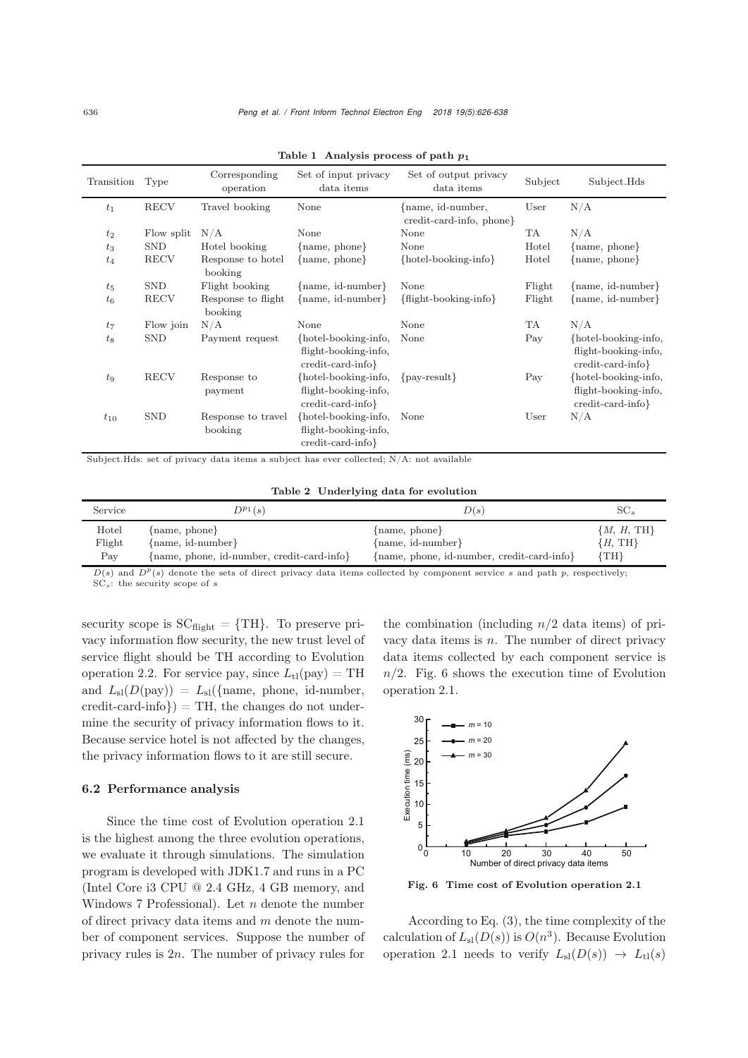**Table 1 Analysis process of path $p_1$**

| Transition | Type | Corresponding operation | Set of input privacy data items | Set of output privacy data items | Subject | Subject.Hds |
|---|---|---|---|---|---|---|
| $t_1$ | RECV | Travel booking | None | {name, id-number, credit-card-info, phone} | User | N/A |
| $t_2$ | Flow split | N/A | None | None | TA | N/A |
| $t_3$ | SND | Hotel booking | {name, phone} | None | Hotel | {name, phone} |
| $t_4$ | RECV | Response to hotel booking | {name, phone} | {hotel-booking-info} | Hotel | {name, phone} |
| $t_5$ | SND | Flight booking | {name, id-number} | None | Flight | {name, id-number} |
| $t_6$ | RECV | Response to flight booking | {name, id-number} | {flight-booking-info} | Flight | {name, id-number} |
| $t_7$ | Flow join | N/A | None | None | TA | N/A |
| $t_8$ | SND | Payment request | {hotel-booking-info, flight-booking-info, credit-card-info} | None | Pay | {hotel-booking-info, flight-booking-info, credit-card-info} |
| $t_9$ | RECV | Response to payment | {hotel-booking-info, flight-booking-info, credit-card-info} | {pay-result} | Pay | {hotel-booking-info, flight-booking-info, credit-card-info} |
| $t_{10}$ | SND | Response to travel booking | {hotel-booking-info, flight-booking-info, credit-card-info} | None | User | N/A |

Subject.Hds: set of privacy data items a subject has ever collected; N/A: not available

**Table 2 Underlying data for evolution**

| Service | $D^{p_1}(s)$ | $D(s)$ | $\mathrm{SC}_s$ |
|---|---|---|---|
| Hotel | {name, phone} | {name, phone} | $\{M, H, \mathrm{TH}\}$ |
| Flight | {name, id-number} | {name, id-number} | $\{H, \mathrm{TH}\}$ |
| Pay | {name, phone, id-number, credit-card-info} | {name, phone, id-number, credit-card-info} | $\{\mathrm{TH}\}$ |

$D(s)$ and $D^p(s)$ denote the sets of direct privacy data items collected by component service $s$ and path $p$, respectively; $\mathrm{SC}_s$: the security scope of $s$

security scope is $\mathrm{SC}_{\mathrm{flight}} = \{\mathrm{TH}\}$. To preserve privacy information flow security, the new trust level of service flight should be TH according to Evolution operation 2.2. For service pay, since $L_{\mathrm{tl}}(\mathrm{pay}) = \mathrm{TH}$ and $L_{\mathrm{sl}}(D(\mathrm{pay})) = L_{\mathrm{sl}}(\{\text{name, phone, id-number, credit-card-info}\}) = \mathrm{TH}$, the changes do not undermine the security of privacy information flows to it. Because service hotel is not affected by the changes, the privacy information flows to it are still secure.

### 6.2 Performance analysis

Since the time cost of Evolution operation 2.1 is the highest among the three evolution operations, we evaluate it through simulations. The simulation program is developed with JDK1.7 and runs in a PC (Intel Core i3 CPU @ 2.4 GHz, 4 GB memory, and Windows 7 Professional). Let $n$ denote the number of direct privacy data items and $m$ denote the number of component services. Suppose the number of privacy rules is $2n$. The number of privacy rules for the combination (including $n/2$ data items) of privacy data items is $n$. The number of direct privacy data items collected by each component service is $n/2$. Fig. 6 shows the execution time of Evolution operation 2.1.

**Fig. 6 Time cost of Evolution operation 2.1**

According to Eq. (3), the time complexity of the calculation of $L_{\mathrm{sl}}(D(s))$ is $O(n^3)$. Because Evolution operation 2.1 needs to verify $L_{\mathrm{sl}}(D(s)) \rightarrow L_{\mathrm{tl}}(s)$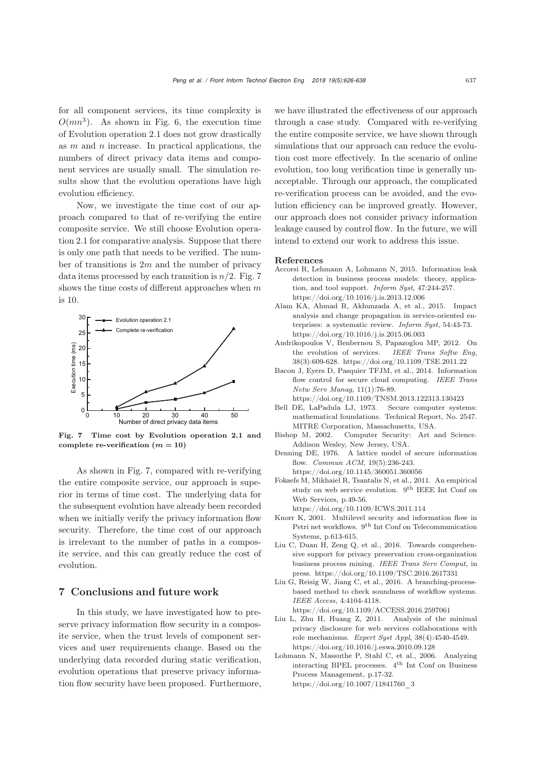for all component services, its time complexity is $O(mn^3)$. As shown in Fig. 6, the execution time of Evolution operation 2.1 does not grow drastically as $m$ and $n$ increase. In practical applications, the numbers of direct privacy data items and component services are usually small. The simulation results show that the evolution operations have high evolution efficiency.

Now, we investigate the time cost of our approach compared to that of re-verifying the entire composite service. We still choose Evolution operation 2.1 for comparative analysis. Suppose that there is only one path that needs to be verified. The number of transitions is $2m$ and the number of privacy data items processed by each transition is $n/2$. Fig. 7 shows the time costs of different approaches when $m$ is 10.

**Fig. 7 Time cost by Evolution operation 2.1 and complete re-verification ($m = 10$)**

As shown in Fig. 7, compared with re-verifying the entire composite service, our approach is superior in terms of time cost. The underlying data for the subsequent evolution have already been recorded when we initially verify the privacy information flow security. Therefore, the time cost of our approach is irrelevant to the number of paths in a composite service, and this can greatly reduce the cost of evolution.

## 7 Conclusions and future work

In this study, we have investigated how to preserve privacy information flow security in a composite service, when the trust levels of component services and user requirements change. Based on the underlying data recorded during static verification, evolution operations that preserve privacy information flow security have been proposed. Furthermore, we have illustrated the effectiveness of our approach through a case study. Compared with re-verifying the entire composite service, we have shown through simulations that our approach can reduce the evolution cost more effectively. In the scenario of online evolution, too long verification time is generally unacceptable. Through our approach, the complicated re-verification process can be avoided, and the evolution efficiency can be improved greatly. However, our approach does not consider privacy information leakage caused by control flow. In the future, we will intend to extend our work to address this issue.

### References

Accorsi R, Lehmann A, Lohmann N, 2015. Information leak detection in business process models: theory, application, and tool support. *Inform Syst*, 47:244-257. https://doi.org/10.1016/j.is.2013.12.006

Alam KA, Ahmad R, Akhunzada A, et al., 2015. Impact analysis and change propagation in service-oriented enterprises: a systematic review. *Inform Syst*, 54:43-73. https://doi.org/10.1016/j.is.2015.06.003

Andrikopoulos V, Benbernou S, Papazoglou MP, 2012. On the evolution of services. *IEEE Trans Softw Eng*, 38(3):609-628. https://doi.org/10.1109/TSE.2011.22

Bacon J, Eyers D, Pasquier TFJM, et al., 2014. Information flow control for secure cloud computing. *IEEE Trans Netw Serv Manag*, 11(1):76-89. https://doi.org/10.1109/TNSM.2013.122313.130423

Bell DE, LaPadula LJ, 1973. Secure computer systems: mathematical foundations. Technical Report, No. 2547. MITRE Corporation, Massachusetts, USA.

Bishop M, 2002. Computer Security: Art and Science. Addison Wesley, New Jersey, USA.

Denning DE, 1976. A lattice model of secure information flow. *Commun ACM*, 19(5):236-243. https://doi.org/10.1145/360051.360056

Fokaefs M, Mikhaiel R, Tsantalis N, et al., 2011. An empirical study on web service evolution. 9th IEEE Int Conf on Web Services, p.49-56. https://doi.org/10.1109/ICWS.2011.114

Knorr K, 2001. Multilevel security and information flow in Petri net workflows. 9th Int Conf on Telecommunication Systems, p.613-615.

Liu C, Duan H, Zeng Q, et al., 2016. Towards comprehensive support for privacy preservation cross-organization business process mining. *IEEE Trans Serv Comput*, in press. https://doi.org/10.1109/TSC.2016.2617331

Liu G, Reisig W, Jiang C, et al., 2016. A branching-process-based method to check soundness of workflow systems. *IEEE Access*, 4:4104-4118. https://doi.org/10.1109/ACCESS.2016.2597061

Liu L, Zhu H, Huang Z, 2011. Analysis of the minimal privacy disclosure for web services collaborations with role mechanisms. *Expert Syst Appl*, 38(4):4540-4549. https://doi.org/10.1016/j.eswa.2010.09.128

Lohmann N, Massuthe P, Stahl C, et al., 2006. Analyzing interacting BPEL processes. 4th Int Conf on Business Process Management, p.17-32. https://doi.org/10.1007/11841760_3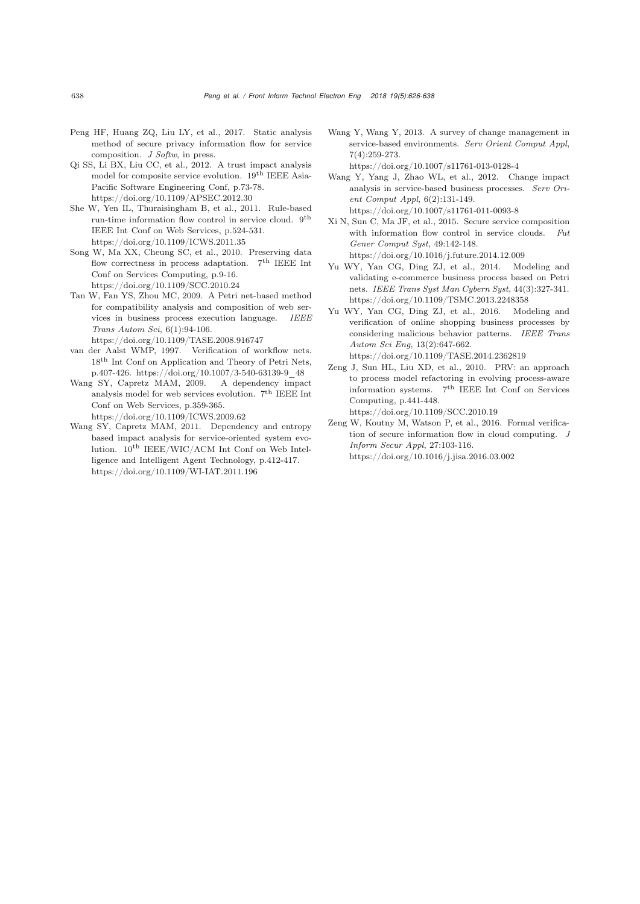Peng HF, Huang ZQ, Liu LY, et al., 2017. Static analysis method of secure privacy information flow for service composition. *J Softw*, in press.

Qi SS, Li BX, Liu CC, et al., 2012. A trust impact analysis model for composite service evolution. 19th IEEE Asia-Pacific Software Engineering Conf, p.73-78. https://doi.org/10.1109/APSEC.2012.30

She W, Yen IL, Thuraisingham B, et al., 2011. Rule-based run-time information flow control in service cloud. 9th IEEE Int Conf on Web Services, p.524-531. https://doi.org/10.1109/ICWS.2011.35

Song W, Ma XX, Cheung SC, et al., 2010. Preserving data flow correctness in process adaptation. 7th IEEE Int Conf on Services Computing, p.9-16. https://doi.org/10.1109/SCC.2010.24

Tan W, Fan YS, Zhou MC, 2009. A Petri net-based method for compatibility analysis and composition of web services in business process execution language. *IEEE Trans Autom Sci*, 6(1):94-106. https://doi.org/10.1109/TASE.2008.916747

van der Aalst WMP, 1997. Verification of workflow nets. 18th Int Conf on Application and Theory of Petri Nets, p.407-426. https://doi.org/10.1007/3-540-63139-9_48

Wang SY, Capretz MAM, 2009. A dependency impact analysis model for web services evolution. 7th IEEE Int Conf on Web Services, p.359-365. https://doi.org/10.1109/ICWS.2009.62

Wang SY, Capretz MAM, 2011. Dependency and entropy based impact analysis for service-oriented system evolution. 10th IEEE/WIC/ACM Int Conf on Web Intelligence and Intelligent Agent Technology, p.412-417. https://doi.org/10.1109/WI-IAT.2011.196

Wang Y, Wang Y, 2013. A survey of change management in service-based environments. *Serv Orient Comput Appl*, 7(4):259-273. https://doi.org/10.1007/s11761-013-0128-4

Wang Y, Yang J, Zhao WL, et al., 2012. Change impact analysis in service-based business processes. *Serv Orient Comput Appl*, 6(2):131-149. https://doi.org/10.1007/s11761-011-0093-8

Xi N, Sun C, Ma JF, et al., 2015. Secure service composition with information flow control in service clouds. *Fut Gener Comput Syst*, 49:142-148. https://doi.org/10.1016/j.future.2014.12.009

Yu WY, Yan CG, Ding ZJ, et al., 2014. Modeling and validating e-commerce business process based on Petri nets. *IEEE Trans Syst Man Cybern Syst*, 44(3):327-341. https://doi.org/10.1109/TSMC.2013.2248358

Yu WY, Yan CG, Ding ZJ, et al., 2016. Modeling and verification of online shopping business processes by considering malicious behavior patterns. *IEEE Trans Autom Sci Eng*, 13(2):647-662. https://doi.org/10.1109/TASE.2014.2362819

Zeng J, Sun HL, Liu XD, et al., 2010. PRV: an approach to process model refactoring in evolving process-aware information systems. 7th IEEE Int Conf on Services Computing, p.441-448. https://doi.org/10.1109/SCC.2010.19

Zeng W, Koutny M, Watson P, et al., 2016. Formal verification of secure information flow in cloud computing. *J Inform Secur Appl*, 27:103-116. https://doi.org/10.1016/j.jisa.2016.03.002